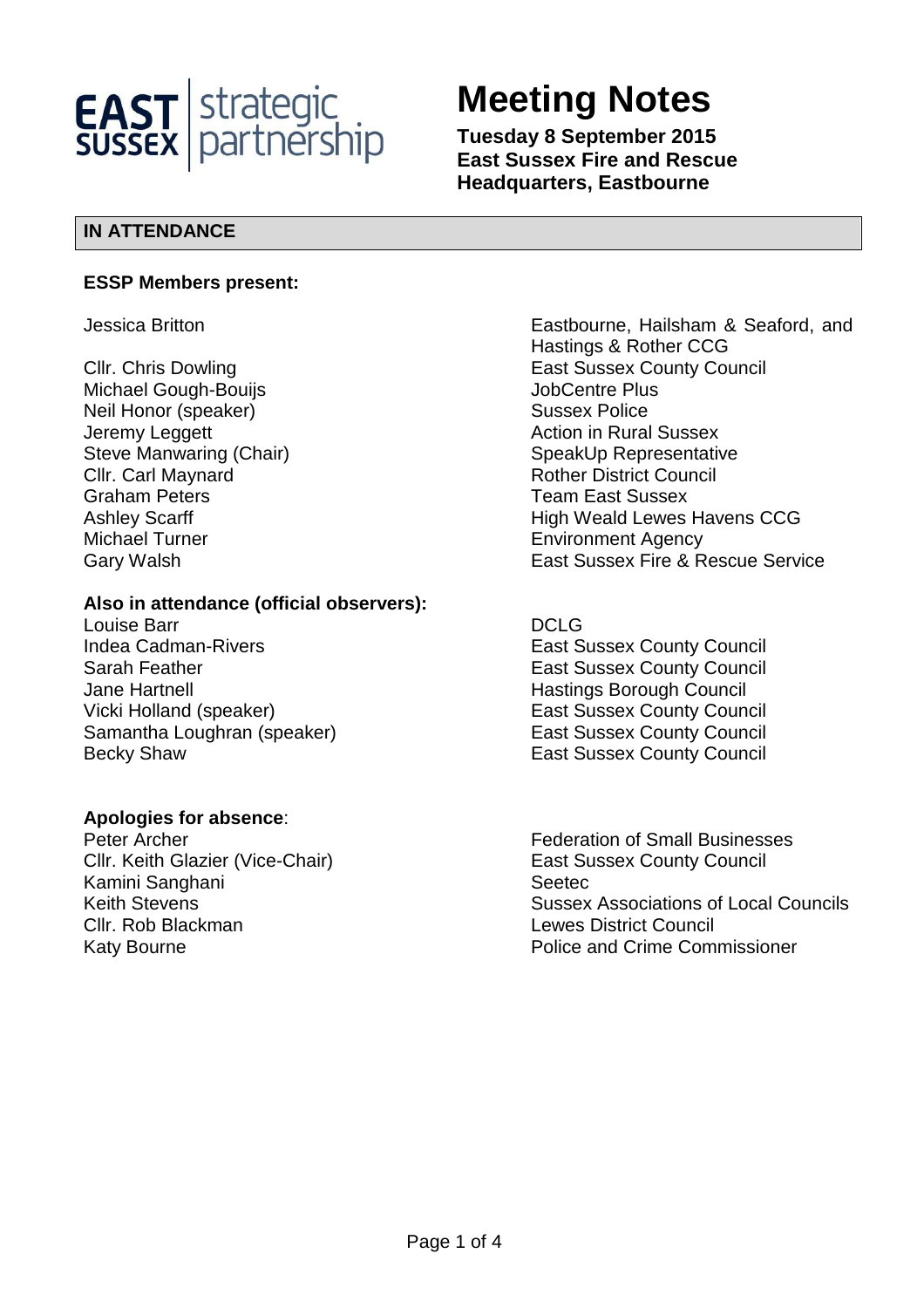EAST SUSSEX | strategic partnership

# Meeting Notes

**Tuesday 8 September 2015**
**East Sussex Fire and Rescue Headquarters, Eastbourne**

## IN ATTENDANCE

### ESSP Members present:

| | |
|---|---|
| Jessica Britton | Eastbourne, Hailsham & Seaford, and Hastings & Rother CCG |
| Cllr. Chris Dowling | East Sussex County Council |
| Michael Gough-Bouijs | JobCentre Plus |
| Neil Honor (speaker) | Sussex Police |
| Jeremy Leggett | Action in Rural Sussex |
| Steve Manwaring (Chair) | SpeakUp Representative |
| Cllr. Carl Maynard | Rother District Council |
| Graham Peters | Team East Sussex |
| Ashley Scarff | High Weald Lewes Havens CCG |
| Michael Turner | Environment Agency |
| Gary Walsh | East Sussex Fire & Rescue Service |

### Also in attendance (official observers):

| | |
|---|---|
| Louise Barr | DCLG |
| Indea Cadman-Rivers | East Sussex County Council |
| Sarah Feather | East Sussex County Council |
| Jane Hartnell | Hastings Borough Council |
| Vicki Holland (speaker) | East Sussex County Council |
| Samantha Loughran (speaker) | East Sussex County Council |
| Becky Shaw | East Sussex County Council |

### Apologies for absence:

| | |
|---|---|
| Peter Archer | Federation of Small Businesses |
| Cllr. Keith Glazier (Vice-Chair) | East Sussex County Council |
| Kamini Sanghani | Seetec |
| Keith Stevens | Sussex Associations of Local Councils |
| Cllr. Rob Blackman | Lewes District Council |
| Katy Bourne | Police and Crime Commissioner |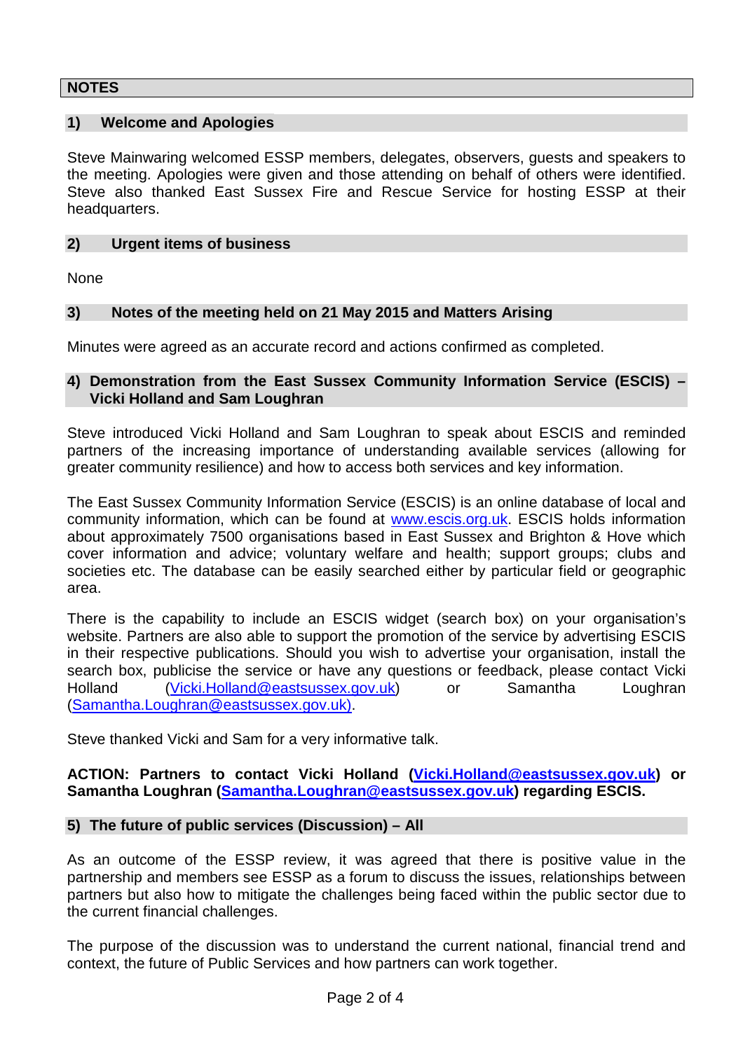## NOTES

### 1) Welcome and Apologies

Steve Mainwaring welcomed ESSP members, delegates, observers, guests and speakers to the meeting. Apologies were given and those attending on behalf of others were identified. Steve also thanked East Sussex Fire and Rescue Service for hosting ESSP at their headquarters.

### 2) Urgent items of business

None

### 3) Notes of the meeting held on 21 May 2015 and Matters Arising

Minutes were agreed as an accurate record and actions confirmed as completed.

### 4) Demonstration from the East Sussex Community Information Service (ESCIS) – Vicki Holland and Sam Loughran

Steve introduced Vicki Holland and Sam Loughran to speak about ESCIS and reminded partners of the increasing importance of understanding available services (allowing for greater community resilience) and how to access both services and key information.

The East Sussex Community Information Service (ESCIS) is an online database of local and community information, which can be found at [www.escis.org.uk](http://www.escis.org.uk). ESCIS holds information about approximately 7500 organisations based in East Sussex and Brighton & Hove which cover information and advice; voluntary welfare and health; support groups; clubs and societies etc. The database can be easily searched either by particular field or geographic area.

There is the capability to include an ESCIS widget (search box) on your organisation's website. Partners are also able to support the promotion of the service by advertising ESCIS in their respective publications. Should you wish to advertise your organisation, install the search box, publicise the service or have any questions or feedback, please contact Vicki Holland (Vicki.Holland@eastsussex.gov.uk) or Samantha Loughran (Samantha.Loughran@eastsussex.gov.uk).

Steve thanked Vicki and Sam for a very informative talk.

**ACTION: Partners to contact Vicki Holland (Vicki.Holland@eastsussex.gov.uk) or Samantha Loughran (Samantha.Loughran@eastsussex.gov.uk) regarding ESCIS.**

### 5) The future of public services (Discussion) – All

As an outcome of the ESSP review, it was agreed that there is positive value in the partnership and members see ESSP as a forum to discuss the issues, relationships between partners but also how to mitigate the challenges being faced within the public sector due to the current financial challenges.

The purpose of the discussion was to understand the current national, financial trend and context, the future of Public Services and how partners can work together.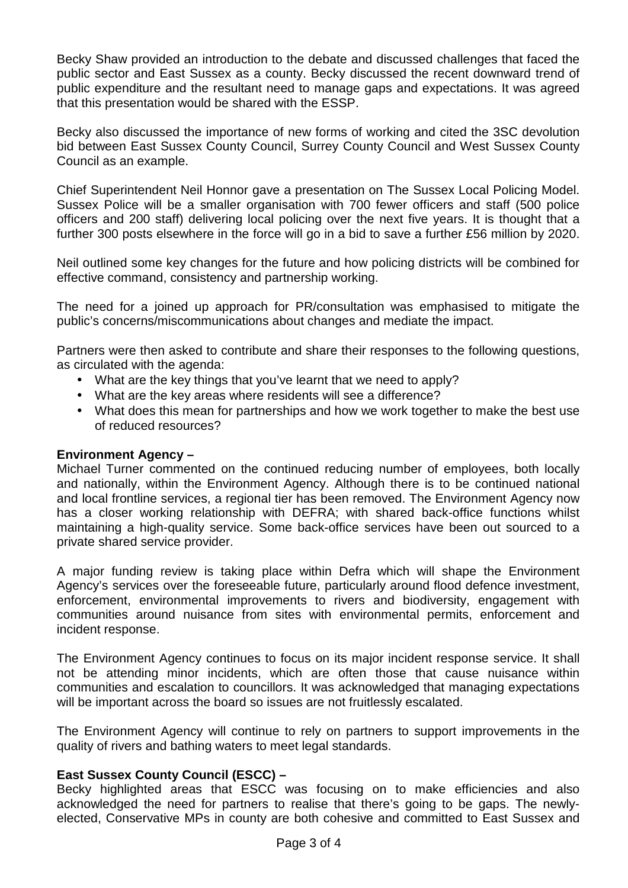Becky Shaw provided an introduction to the debate and discussed challenges that faced the public sector and East Sussex as a county. Becky discussed the recent downward trend of public expenditure and the resultant need to manage gaps and expectations. It was agreed that this presentation would be shared with the ESSP.

Becky also discussed the importance of new forms of working and cited the 3SC devolution bid between East Sussex County Council, Surrey County Council and West Sussex County Council as an example.

Chief Superintendent Neil Honnor gave a presentation on The Sussex Local Policing Model. Sussex Police will be a smaller organisation with 700 fewer officers and staff (500 police officers and 200 staff) delivering local policing over the next five years. It is thought that a further 300 posts elsewhere in the force will go in a bid to save a further £56 million by 2020.

Neil outlined some key changes for the future and how policing districts will be combined for effective command, consistency and partnership working.

The need for a joined up approach for PR/consultation was emphasised to mitigate the public's concerns/miscommunications about changes and mediate the impact.

Partners were then asked to contribute and share their responses to the following questions, as circulated with the agenda:

- What are the key things that you've learnt that we need to apply?
- What are the key areas where residents will see a difference?
- What does this mean for partnerships and how we work together to make the best use of reduced resources?

**Environment Agency –**
Michael Turner commented on the continued reducing number of employees, both locally and nationally, within the Environment Agency. Although there is to be continued national and local frontline services, a regional tier has been removed. The Environment Agency now has a closer working relationship with DEFRA; with shared back-office functions whilst maintaining a high-quality service. Some back-office services have been out sourced to a private shared service provider.

A major funding review is taking place within Defra which will shape the Environment Agency's services over the foreseeable future, particularly around flood defence investment, enforcement, environmental improvements to rivers and biodiversity, engagement with communities around nuisance from sites with environmental permits, enforcement and incident response.

The Environment Agency continues to focus on its major incident response service. It shall not be attending minor incidents, which are often those that cause nuisance within communities and escalation to councillors. It was acknowledged that managing expectations will be important across the board so issues are not fruitlessly escalated.

The Environment Agency will continue to rely on partners to support improvements in the quality of rivers and bathing waters to meet legal standards.

**East Sussex County Council (ESCC) –**
Becky highlighted areas that ESCC was focusing on to make efficiencies and also acknowledged the need for partners to realise that there's going to be gaps. The newly-elected, Conservative MPs in county are both cohesive and committed to East Sussex and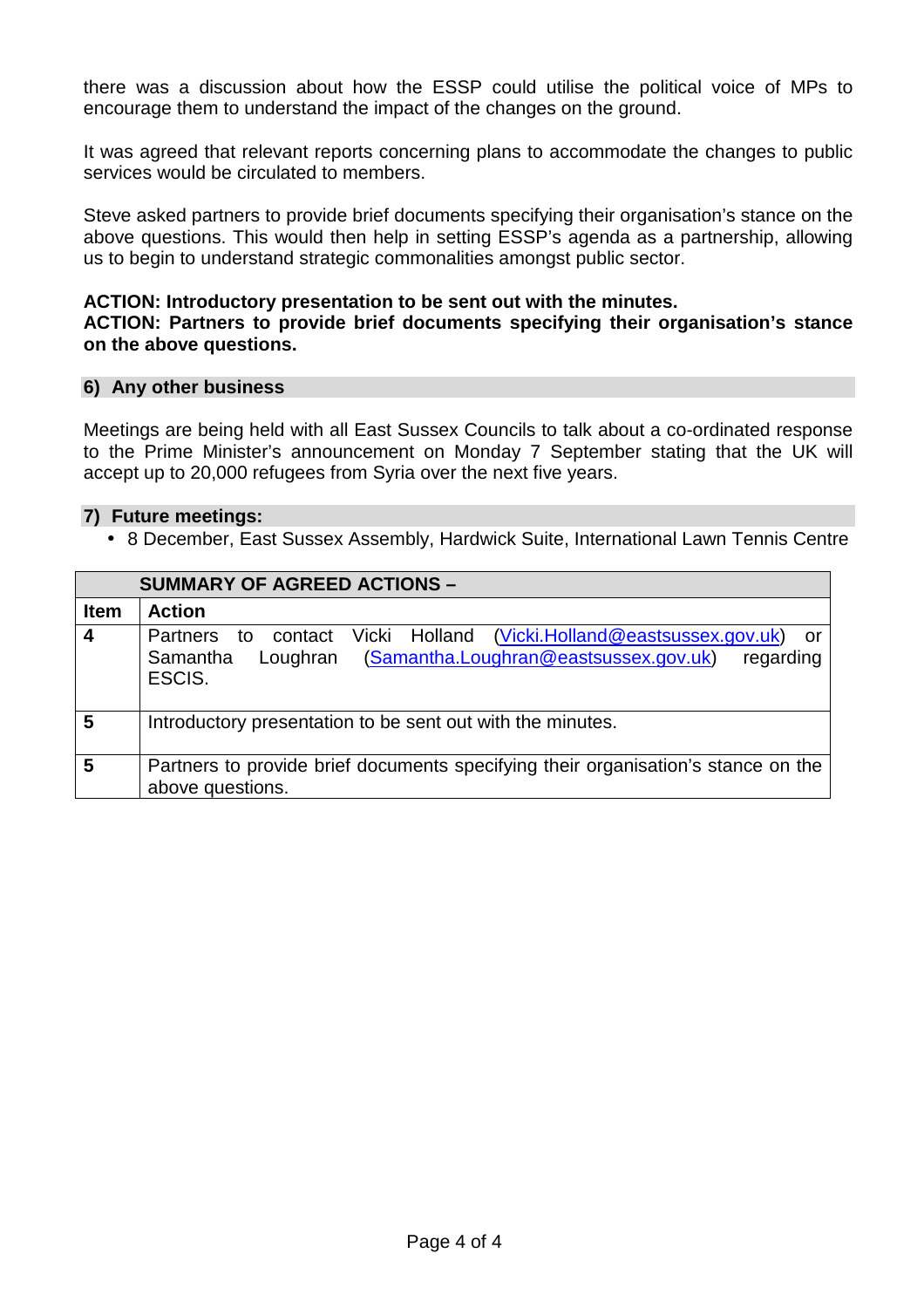there was a discussion about how the ESSP could utilise the political voice of MPs to encourage them to understand the impact of the changes on the ground.

It was agreed that relevant reports concerning plans to accommodate the changes to public services would be circulated to members.

Steve asked partners to provide brief documents specifying their organisation's stance on the above questions. This would then help in setting ESSP's agenda as a partnership, allowing us to begin to understand strategic commonalities amongst public sector.

**ACTION: Introductory presentation to be sent out with the minutes.**
**ACTION: Partners to provide brief documents specifying their organisation's stance on the above questions.**

## 6) Any other business

Meetings are being held with all East Sussex Councils to talk about a co-ordinated response to the Prime Minister's announcement on Monday 7 September stating that the UK will accept up to 20,000 refugees from Syria over the next five years.

## 7) Future meetings:

- 8 December, East Sussex Assembly, Hardwick Suite, International Lawn Tennis Centre

| | **SUMMARY OF AGREED ACTIONS –** |
|---|---|
| **Item** | **Action** |
| **4** | Partners to contact Vicki Holland (Vicki.Holland@eastsussex.gov.uk) or Samantha Loughran (Samantha.Loughran@eastsussex.gov.uk) regarding ESCIS. |
| **5** | Introductory presentation to be sent out with the minutes. |
| **5** | Partners to provide brief documents specifying their organisation's stance on the above questions. |